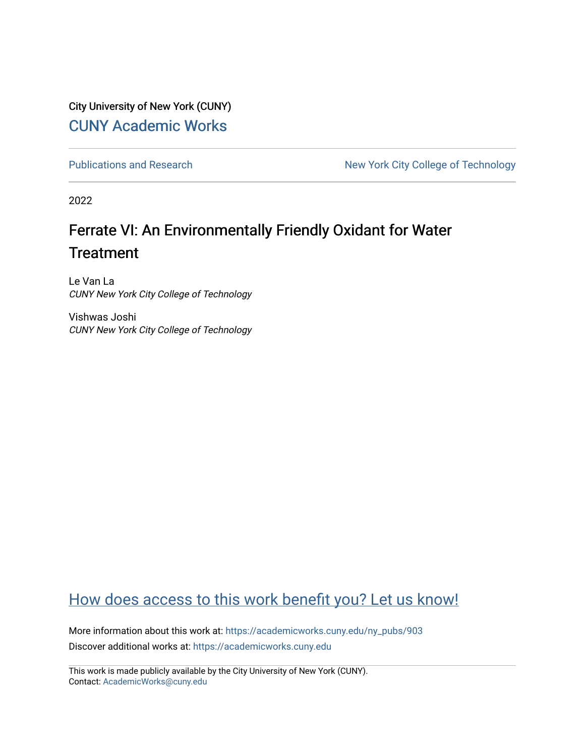City University of New York (CUNY)

CUNY Academic Works

Publications and Research

New York City College of Technology

2022

# Ferrate VI: An Environmentally Friendly Oxidant for Water Treatment

Le Van La
*CUNY New York City College of Technology*

Vishwas Joshi
*CUNY New York City College of Technology*

How does access to this work benefit you? Let us know!

More information about this work at: https://academicworks.cuny.edu/ny_pubs/903

Discover additional works at: https://academicworks.cuny.edu

This work is made publicly available by the City University of New York (CUNY).
Contact: AcademicWorks@cuny.edu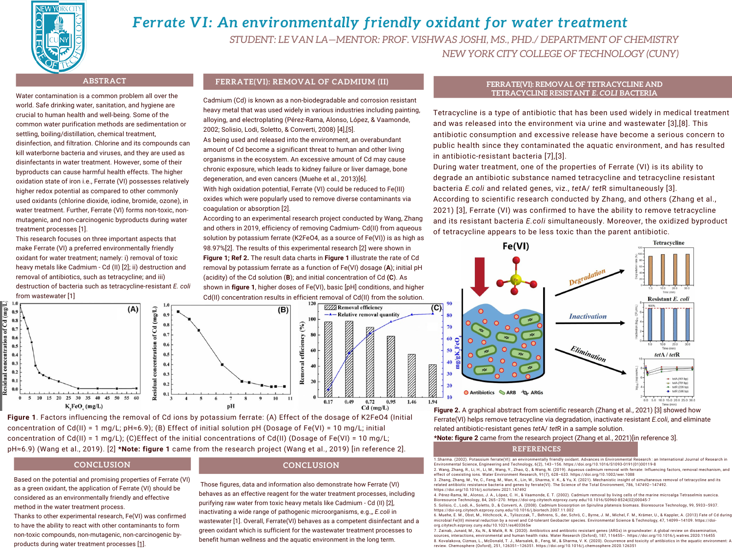# Ferrate VI: An environmentally friendly oxidant for water treatment

STUDENT: LE VAN LA—MENTOR: PROF. VISHWAS JOSHI, MS., PHD./ DEPARTMENT OF CHEMISTRY

NEW YORK CITY COLLEGE OF TECHNOLOGY (CUNY)

## ABSTRACT

Water contamination is a common problem all over the world. Safe drinking water, sanitation, and hygiene are crucial to human health and well-being. Some of the common water purification methods are sedimentation or settling, boiling/distillation, chemical treatment, disinfection, and filtration. Chlorine and its compounds can kill waterborne bacteria and viruses, and they are used as disinfectants in water treatment. However, some of their byproducts can cause harmful health effects. The higher oxidation state of iron i.e., Ferrate (VI) possesses relatively higher redox potential as compared to other commonly used oxidants (chlorine dioxide, iodine, bromide, ozone), in water treatment. Further, Ferrate (VI) forms non-toxic, non-mutagenic, and non-carcinogenic byproducts during water treatment processes [1].

This research focuses on three important aspects that make Ferrate (VI) a preferred environmentally friendly oxidant for water treatment; namely: i) removal of toxic heavy metals like Cadmium - Cd (II) [2]; ii) destruction and removal of antibiotics, such as tetracycline; and iii) destruction of bacteria such as tetracycline-resistant *E. coli* from wastewater [1]

## FERRATE(VI): REMOVAL OF CADMIUM (II)

Cadmium (Cd) is known as a non-biodegradable and corrosion resistant heavy metal that was used widely in various industries including painting, alloying, and electroplating (Pérez-Rama, Alonso, López, & Vaamonde, 2002; Solisio, Lodi, Soletto, & Converti, 2008) [4],[5].

As being used and released into the environment, an overabundant amount of Cd become a significant threat to human and other living organisms in the ecosystem. An excessive amount of Cd may cause chronic exposure, which leads to kidney failure or liver damage, bone degeneration, and even cancers (Muehe et al., 2013)[6].

With high oxidation potential, Ferrate (VI) could be reduced to Fe(III) oxides which were popularly used to remove diverse contaminants via coagulation or absorption [2].

According to an experimental research project conducted by Wang, Zhang and others in 2019, efficiency of removing Cadmium- Cd(II) from aqueous solution by potassium ferrate ($K2FeO4$, as a source of Fe(VI)) is as high as 98.97%[2]. The results of this experimental research [2] were shown in **Figure 1; Ref 2.** The result data charts in **Figure 1** illustrate the rate of Cd removal by potassium ferrate as a function of Fe(VI) dosage (**A**); initial pH (acidity) of the Cd solution (**B**); and initial concentration of Cd (**C**). As shown in **figure 1**, higher doses of Fe(VI), basic [pH] conditions, and higher Cd(II) concentration results in efficient removal of Cd(II) from the solution.

(A)
Residual concentration of Cd (mg/L)
1.0 0.9 0.8 0.7 0.6 0.5 0.4 0.3 0.2 0.1 0.0
0 5 10 15 20 25 30 35 40 45 50 55 60
$K_2FeO_4$ (mg/L)

(B)
Residual concentration of Cd (mg/L)
1.0 0.9 0.8 0.7 0.6 0.5 0.4 0.3 0.2 0.1
3 4 5 6 7 8 9 10 11
pH

(C)
Removal efficiency
Relative removal quantity
Removal efficiency (%)
120 100 80 60 40 20 0
mg/g $K_2FeO_4$
90 80 70 60 50 40 30 20 10
0.17 0.49 0.72 0.95 1.46 1.94
Cd (mg/L)

**Figure 1**. Factors influencing the removal of Cd ions by potassium ferrate: (A) Effect of the dosage of K2FeO4 (Initial concentration of Cd(II) = 1 mg/L; pH≈6.9); (B) Effect of initial solution pH (Dosage of Fe(VI) = 10 mg/L; initial concentration of Cd(II) = 1 mg/L; (C)Effect of the initial concentrations of Cd(II) (Dosage of Fe(VI) = 10 mg/L; pH≈6.9) (Wang et al., 2019). [2] ***Note: figure 1** came from the research project (Wang et al., 2019) [in reference 2].

## FERRATE(VI): REMOVAL OF TETRACYCLINE AND TETRACYCLINE RESISTANT *E. COLI* BACTERIA

Tetracycline is a type of antibiotic that has been used widely in medical treatment and was released into the environment via urine and wastewater [3],[8]. This antibiotic consumption and excessive release have become a serious concern to public health since they contaminated the aquatic environment, and has resulted in antibiotic-resistant bacteria [7],[3].

During water treatment, one of the properties of Ferrate (VI) is its ability to degrade an antibiotic substance named tetracycline and tetracycline resistant bacteria *E.coli* and related genes, viz., *tet*A/ *tet*R simultaneously [3].

According to scientific research conducted by Zhang, and others (Zhang et al., 2021) [3], Ferrate (VI) was confirmed to have the ability to remove tetracycline and its resistant bacteria *E.coli* simultaneously. Moreover, the oxidized byproduct of tetracycline appears to be less toxic than the parent antibiotic.

Fe(VI)
Degradation
Inactivation
Elimination
Tetracycline
Resistant *E. coli*
*tet*A / *tet*R
Antibiotics ARB ARGs

**Figure 2.** A graphical abstract from scientific research (Zhang et al., 2021) [3] showed how Ferrate(VI) helps remove tetracycline via degradation, inactivate resistant *E.coli*, and eliminate related antibiotic-resistant genes *tet*A/ *tet*R in a sample solution.

***Note: figure 2** came from the research project (Zhang et al., 2021)[in reference 3].

## CONCLUSION

Based on the potential and promising properties of Ferrate (VI) as a green oxidant, the application of Ferrate (VI) should be considered as an environmentally friendly and effective method in the water treatment process.

Thanks to other experimental research, Fe(VI) was confirmed to have the ability to react with other contaminants to form non-toxic compounds, non-mutagenic, non-carcinogenic by-products during water treatment processes [1].

## CONCLUSION

Those figures, data and information also demonstrate how Ferrate (VI) behaves as an effective reagent for the water treatment processes, including purifying raw water from toxic heavy metals like Cadmium - Cd (II) [2], inactivating a wide range of pathogenic microorganisms, e.g.,, *E.coli* in wastewater [1]. Overall, Ferrate(VI) behaves as a competent disinfectant and a green oxidant which is sufficient for the wastewater treatment processes to benefit human wellness and the aquatic environment in the long term.

## REFERENCES

1. Sharma. (2002). Potassium ferrate(VI): an environmentally friendly oxidant. Advances in Environmental Research: an International Journal of Research in Environmental Science, Engineering and Technology, 6(2), 143–156. https://doi.org/10.1016/S1093-0191(01)00119-8
2. Wang, Zhang, R., Li, H., Li, M., Wang, Y., Zhao, Q., & Wang, N. (2019). Aqueous cadmium removal with ferrate: Influencing factors, removal mechanism, and effect of coexisting ions. Water Environment Research, 91(7), 628–633. https://doi.org/10.1002/wer.1088
3. Zhang, Zhang, M., Ye, C., Feng, M., Wan, K., Lin, W., Sharma, V. K., & Yu, X. (2021). Mechanistic insight of simultaneous removal of tetracycline and its related antibiotic resistance bacteria and genes by ferrate(VI). The Science of the Total Environment, 786, 147492–147492. https://doi.org/10.1016/j.scitotenv.2021.147492
4. Pérez-Rama, M., Alonso, J. A., López, C. H., & Vaamonde, E. T. (2002). Cadmium removal by living cells of the marine microalga Tetraselmis suecica. Bioresource Technology, 84, 265–270. https://doi-org.citytech.ezproxy.cuny.edu/10.1016/S0960-8524(02)00045-7
5. Solisio, C., Lodi, A., Soletto, D., & Converti, A. (2008). Cadmium biosorption on Spirulina platensis biomass. Bioresource Technology, 99, 5933–5937. https://doi-org.citytech.ezproxy.cuny.edu/10.1016/j.biortech.2007.11.002
6. Muehe, E. M., Obst, M., Hitchcock, A., Tyliszczak, T., Behrens, S., der, Schrö, C., Byrne, J. M., Michel, F. M., Krämer, U., & Kappler, A. (2013) Fate of Cd during microbial Fe(III) mineral reduction by a novel and Cd-tolerant Geobacter species. Environmental Science & Technology, 47, 14099–14109. https://doi-org.citytech.ezproxy.cuny.edu/10.1021/es403365w
7. Zainab, Junaid, M., Xu, N., & Malik, R. N. (2020). Antibiotics and antibiotic resistant genes (ARGs) in groundwater: A global review on dissemination, sources, interactions, environmental and human health risks. Water Research (Oxford), 187, 116455–. https://doi.org/10.1016/j.watres.2020.116455
8. Kovalakova, Cizmas, L., McDonald, T. J., Marsalek, B., Feng, M., & Sharma, V. K. (2020). Occurrence and toxicity of antibiotics in the aquatic environment: A review. Chemosphere (Oxford), 251, 126351–126351. https://doi.org/10.1016/j.chemosphere.2020.126351